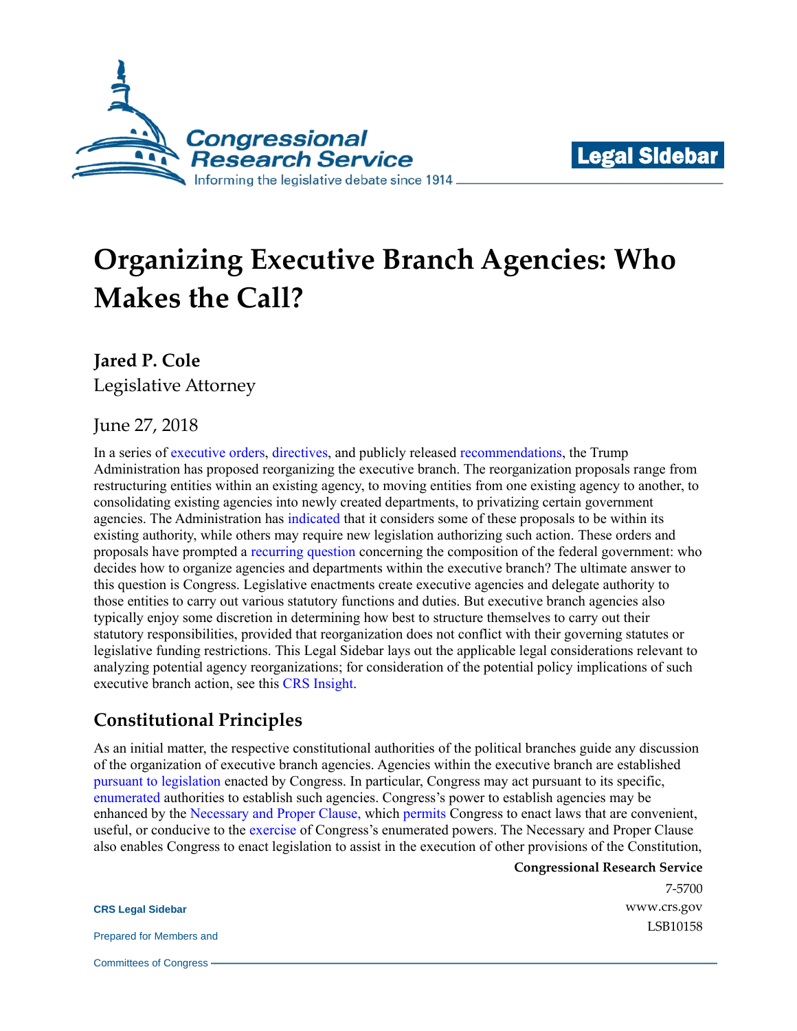# Organizing Executive Branch Agencies: Who Makes the Call?

**Jared P. Cole**
Legislative Attorney

June 27, 2018

In a series of executive orders, directives, and publicly released recommendations, the Trump Administration has proposed reorganizing the executive branch. The reorganization proposals range from restructuring entities within an existing agency, to moving entities from one existing agency to another, to consolidating existing agencies into newly created departments, to privatizing certain government agencies. The Administration has indicated that it considers some of these proposals to be within its existing authority, while others may require new legislation authorizing such action. These orders and proposals have prompted a recurring question concerning the composition of the federal government: who decides how to organize agencies and departments within the executive branch? The ultimate answer to this question is Congress. Legislative enactments create executive agencies and delegate authority to those entities to carry out various statutory functions and duties. But executive branch agencies also typically enjoy some discretion in determining how best to structure themselves to carry out their statutory responsibilities, provided that reorganization does not conflict with their governing statutes or legislative funding restrictions. This Legal Sidebar lays out the applicable legal considerations relevant to analyzing potential agency reorganizations; for consideration of the potential policy implications of such executive branch action, see this CRS Insight.

## Constitutional Principles

As an initial matter, the respective constitutional authorities of the political branches guide any discussion of the organization of executive branch agencies. Agencies within the executive branch are established pursuant to legislation enacted by Congress. In particular, Congress may act pursuant to its specific, enumerated authorities to establish such agencies. Congress's power to establish agencies may be enhanced by the Necessary and Proper Clause, which permits Congress to enact laws that are convenient, useful, or conducive to the exercise of Congress's enumerated powers. The Necessary and Proper Clause also enables Congress to enact legislation to assist in the execution of other provisions of the Constitution,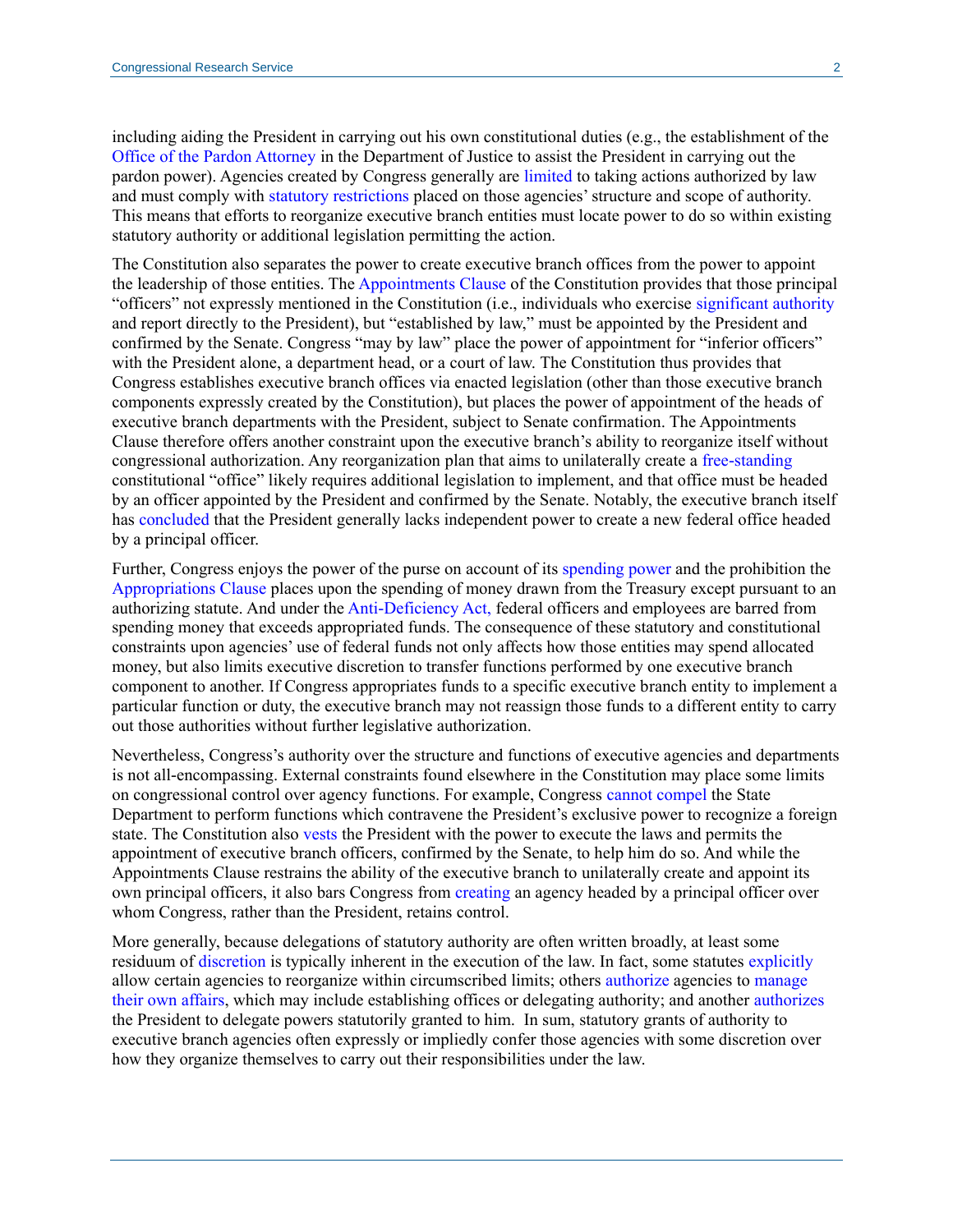including aiding the President in carrying out his own constitutional duties (e.g., the establishment of the Office of the Pardon Attorney in the Department of Justice to assist the President in carrying out the pardon power). Agencies created by Congress generally are limited to taking actions authorized by law and must comply with statutory restrictions placed on those agencies' structure and scope of authority. This means that efforts to reorganize executive branch entities must locate power to do so within existing statutory authority or additional legislation permitting the action.

The Constitution also separates the power to create executive branch offices from the power to appoint the leadership of those entities. The Appointments Clause of the Constitution provides that those principal "officers" not expressly mentioned in the Constitution (i.e., individuals who exercise significant authority and report directly to the President), but "established by law," must be appointed by the President and confirmed by the Senate. Congress "may by law" place the power of appointment for "inferior officers" with the President alone, a department head, or a court of law. The Constitution thus provides that Congress establishes executive branch offices via enacted legislation (other than those executive branch components expressly created by the Constitution), but places the power of appointment of the heads of executive branch departments with the President, subject to Senate confirmation. The Appointments Clause therefore offers another constraint upon the executive branch's ability to reorganize itself without congressional authorization. Any reorganization plan that aims to unilaterally create a free-standing constitutional "office" likely requires additional legislation to implement, and that office must be headed by an officer appointed by the President and confirmed by the Senate. Notably, the executive branch itself has concluded that the President generally lacks independent power to create a new federal office headed by a principal officer.

Further, Congress enjoys the power of the purse on account of its spending power and the prohibition the Appropriations Clause places upon the spending of money drawn from the Treasury except pursuant to an authorizing statute. And under the Anti-Deficiency Act, federal officers and employees are barred from spending money that exceeds appropriated funds. The consequence of these statutory and constitutional constraints upon agencies' use of federal funds not only affects how those entities may spend allocated money, but also limits executive discretion to transfer functions performed by one executive branch component to another. If Congress appropriates funds to a specific executive branch entity to implement a particular function or duty, the executive branch may not reassign those funds to a different entity to carry out those authorities without further legislative authorization.

Nevertheless, Congress's authority over the structure and functions of executive agencies and departments is not all-encompassing. External constraints found elsewhere in the Constitution may place some limits on congressional control over agency functions. For example, Congress cannot compel the State Department to perform functions which contravene the President's exclusive power to recognize a foreign state. The Constitution also vests the President with the power to execute the laws and permits the appointment of executive branch officers, confirmed by the Senate, to help him do so. And while the Appointments Clause restrains the ability of the executive branch to unilaterally create and appoint its own principal officers, it also bars Congress from creating an agency headed by a principal officer over whom Congress, rather than the President, retains control.

More generally, because delegations of statutory authority are often written broadly, at least some residuum of discretion is typically inherent in the execution of the law. In fact, some statutes explicitly allow certain agencies to reorganize within circumscribed limits; others authorize agencies to manage their own affairs, which may include establishing offices or delegating authority; and another authorizes the President to delegate powers statutorily granted to him. In sum, statutory grants of authority to executive branch agencies often expressly or impliedly confer those agencies with some discretion over how they organize themselves to carry out their responsibilities under the law.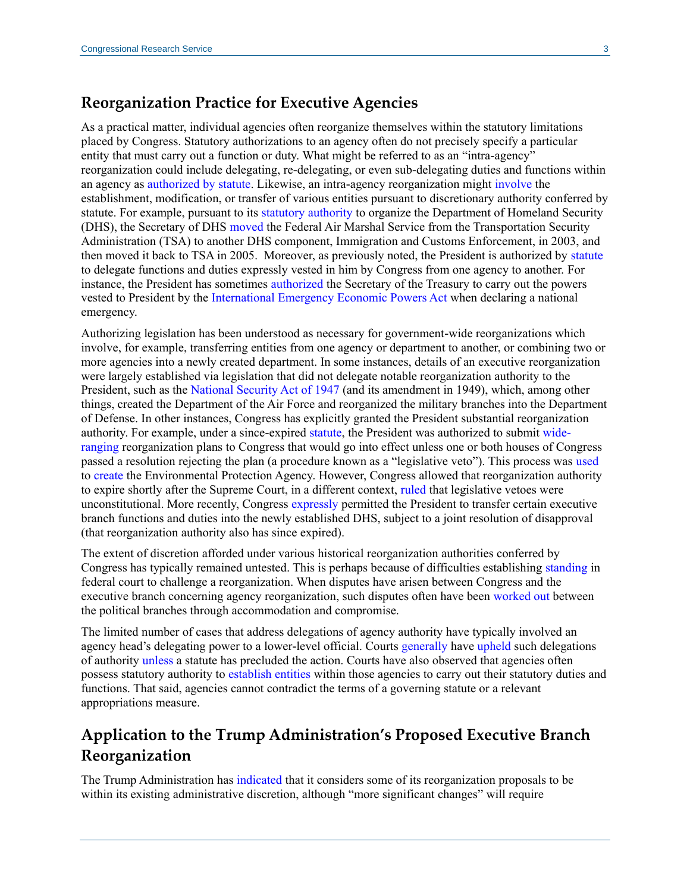## Reorganization Practice for Executive Agencies

As a practical matter, individual agencies often reorganize themselves within the statutory limitations placed by Congress. Statutory authorizations to an agency often do not precisely specify a particular entity that must carry out a function or duty. What might be referred to as an "intra-agency" reorganization could include delegating, re-delegating, or even sub-delegating duties and functions within an agency as authorized by statute. Likewise, an intra-agency reorganization might involve the establishment, modification, or transfer of various entities pursuant to discretionary authority conferred by statute. For example, pursuant to its statutory authority to organize the Department of Homeland Security (DHS), the Secretary of DHS moved the Federal Air Marshal Service from the Transportation Security Administration (TSA) to another DHS component, Immigration and Customs Enforcement, in 2003, and then moved it back to TSA in 2005. Moreover, as previously noted, the President is authorized by statute to delegate functions and duties expressly vested in him by Congress from one agency to another. For instance, the President has sometimes authorized the Secretary of the Treasury to carry out the powers vested to President by the International Emergency Economic Powers Act when declaring a national emergency.

Authorizing legislation has been understood as necessary for government-wide reorganizations which involve, for example, transferring entities from one agency or department to another, or combining two or more agencies into a newly created department. In some instances, details of an executive reorganization were largely established via legislation that did not delegate notable reorganization authority to the President, such as the National Security Act of 1947 (and its amendment in 1949), which, among other things, created the Department of the Air Force and reorganized the military branches into the Department of Defense. In other instances, Congress has explicitly granted the President substantial reorganization authority. For example, under a since-expired statute, the President was authorized to submit wide-ranging reorganization plans to Congress that would go into effect unless one or both houses of Congress passed a resolution rejecting the plan (a procedure known as a "legislative veto"). This process was used to create the Environmental Protection Agency. However, Congress allowed that reorganization authority to expire shortly after the Supreme Court, in a different context, ruled that legislative vetoes were unconstitutional. More recently, Congress expressly permitted the President to transfer certain executive branch functions and duties into the newly established DHS, subject to a joint resolution of disapproval (that reorganization authority also has since expired).

The extent of discretion afforded under various historical reorganization authorities conferred by Congress has typically remained untested. This is perhaps because of difficulties establishing standing in federal court to challenge a reorganization. When disputes have arisen between Congress and the executive branch concerning agency reorganization, such disputes often have been worked out between the political branches through accommodation and compromise.

The limited number of cases that address delegations of agency authority have typically involved an agency head's delegating power to a lower-level official. Courts generally have upheld such delegations of authority unless a statute has precluded the action. Courts have also observed that agencies often possess statutory authority to establish entities within those agencies to carry out their statutory duties and functions. That said, agencies cannot contradict the terms of a governing statute or a relevant appropriations measure.

## Application to the Trump Administration's Proposed Executive Branch Reorganization

The Trump Administration has indicated that it considers some of its reorganization proposals to be within its existing administrative discretion, although "more significant changes" will require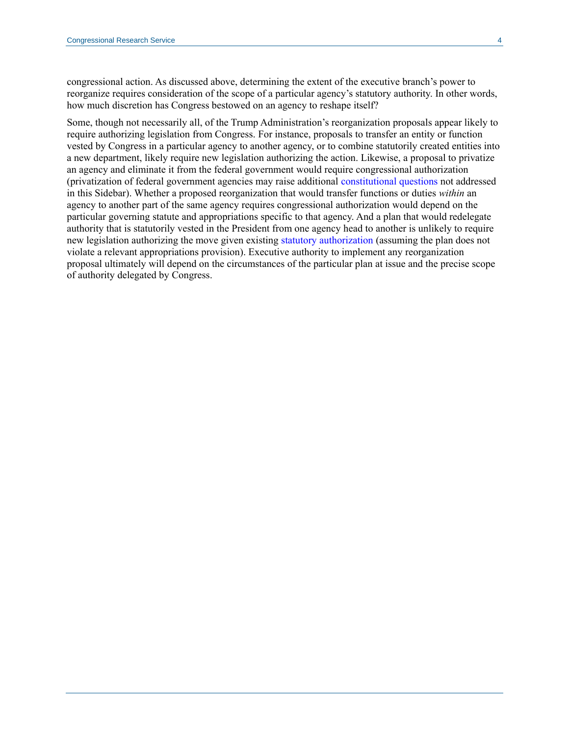congressional action. As discussed above, determining the extent of the executive branch's power to reorganize requires consideration of the scope of a particular agency's statutory authority. In other words, how much discretion has Congress bestowed on an agency to reshape itself?

Some, though not necessarily all, of the Trump Administration's reorganization proposals appear likely to require authorizing legislation from Congress. For instance, proposals to transfer an entity or function vested by Congress in a particular agency to another agency, or to combine statutorily created entities into a new department, likely require new legislation authorizing the action. Likewise, a proposal to privatize an agency and eliminate it from the federal government would require congressional authorization (privatization of federal government agencies may raise additional constitutional questions not addressed in this Sidebar). Whether a proposed reorganization that would transfer functions or duties *within* an agency to another part of the same agency requires congressional authorization would depend on the particular governing statute and appropriations specific to that agency. And a plan that would redelegate authority that is statutorily vested in the President from one agency head to another is unlikely to require new legislation authorizing the move given existing statutory authorization (assuming the plan does not violate a relevant appropriations provision). Executive authority to implement any reorganization proposal ultimately will depend on the circumstances of the particular plan at issue and the precise scope of authority delegated by Congress.